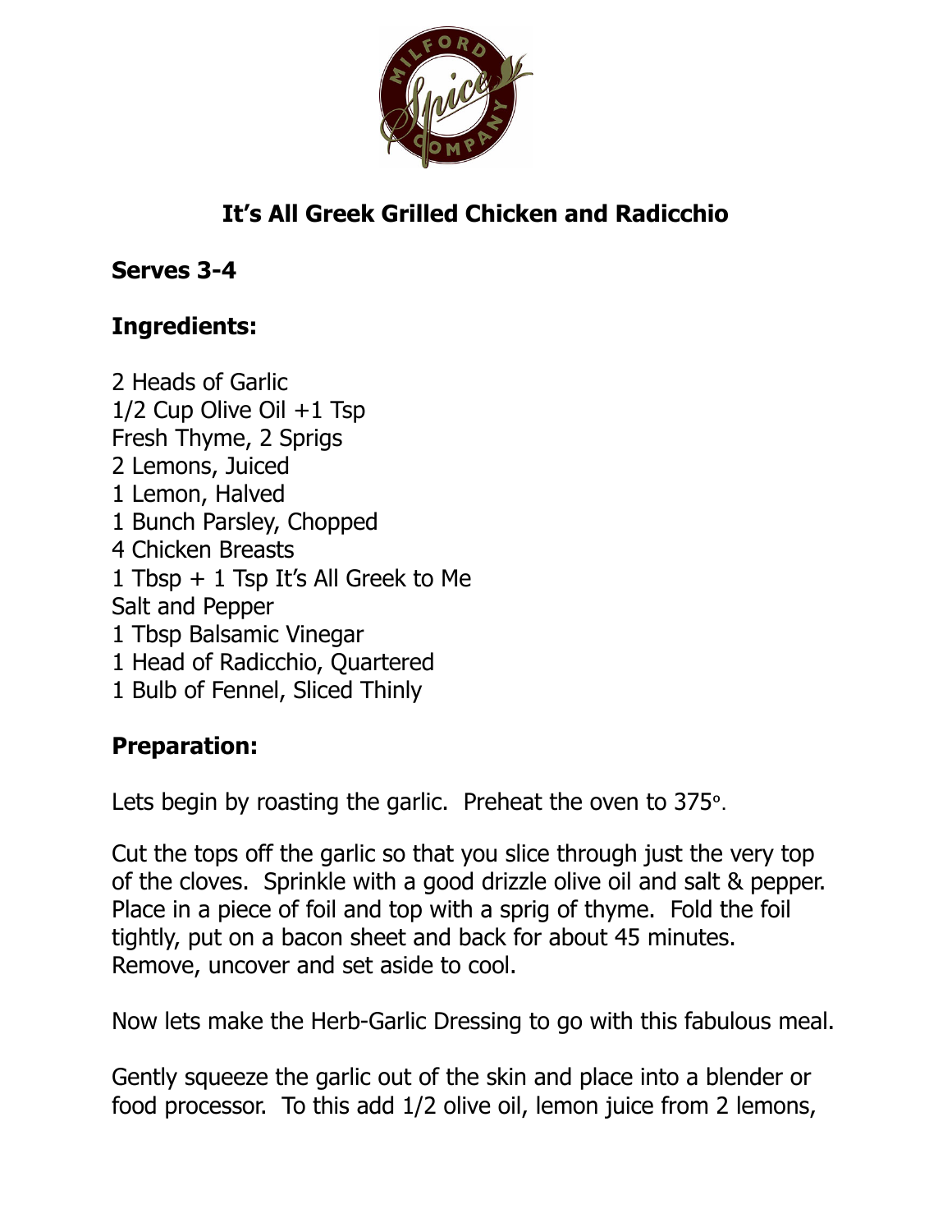# It's All Greek Grilled Chicken and Radicchio

**Serves 3-4**

**Ingredients:**

2 Heads of Garlic
1/2 Cup Olive Oil +1 Tsp
Fresh Thyme, 2 Sprigs
2 Lemons, Juiced
1 Lemon, Halved
1 Bunch Parsley, Chopped
4 Chicken Breasts
1 Tbsp + 1 Tsp It's All Greek to Me
Salt and Pepper
1 Tbsp Balsamic Vinegar
1 Head of Radicchio, Quartered
1 Bulb of Fennel, Sliced Thinly

**Preparation:**

Lets begin by roasting the garlic. Preheat the oven to 375°.

Cut the tops off the garlic so that you slice through just the very top of the cloves. Sprinkle with a good drizzle olive oil and salt & pepper. Place in a piece of foil and top with a sprig of thyme. Fold the foil tightly, put on a bacon sheet and back for about 45 minutes. Remove, uncover and set aside to cool.

Now lets make the Herb-Garlic Dressing to go with this fabulous meal.

Gently squeeze the garlic out of the skin and place into a blender or food processor. To this add 1/2 olive oil, lemon juice from 2 lemons,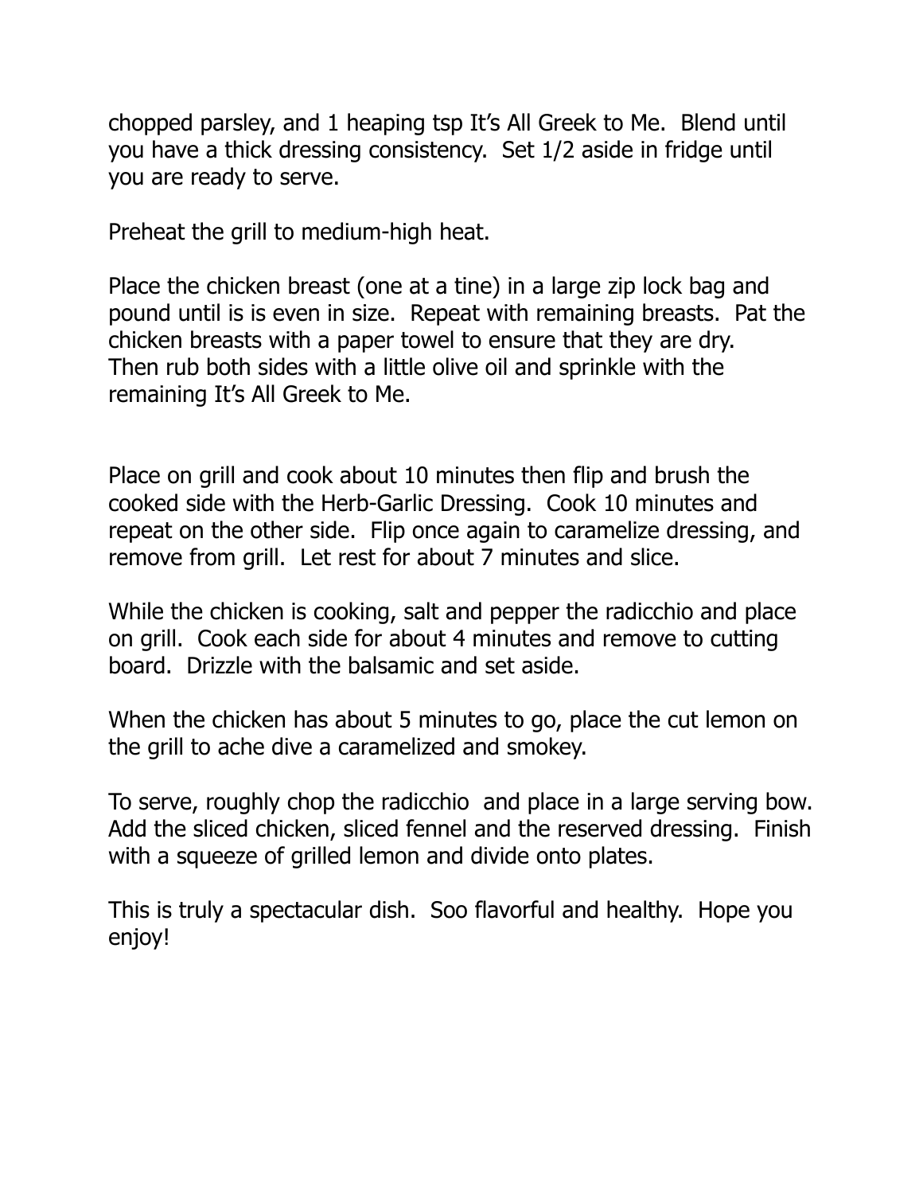chopped parsley, and 1 heaping tsp It's All Greek to Me. Blend until you have a thick dressing consistency. Set 1/2 aside in fridge until you are ready to serve.

Preheat the grill to medium-high heat.

Place the chicken breast (one at a tine) in a large zip lock bag and pound until is is even in size. Repeat with remaining breasts. Pat the chicken breasts with a paper towel to ensure that they are dry. Then rub both sides with a little olive oil and sprinkle with the remaining It's All Greek to Me.

Place on grill and cook about 10 minutes then flip and brush the cooked side with the Herb-Garlic Dressing. Cook 10 minutes and repeat on the other side. Flip once again to caramelize dressing, and remove from grill. Let rest for about 7 minutes and slice.

While the chicken is cooking, salt and pepper the radicchio and place on grill. Cook each side for about 4 minutes and remove to cutting board. Drizzle with the balsamic and set aside.

When the chicken has about 5 minutes to go, place the cut lemon on the grill to ache dive a caramelized and smokey.

To serve, roughly chop the radicchio and place in a large serving bow. Add the sliced chicken, sliced fennel and the reserved dressing. Finish with a squeeze of grilled lemon and divide onto plates.

This is truly a spectacular dish. Soo flavorful and healthy. Hope you enjoy!